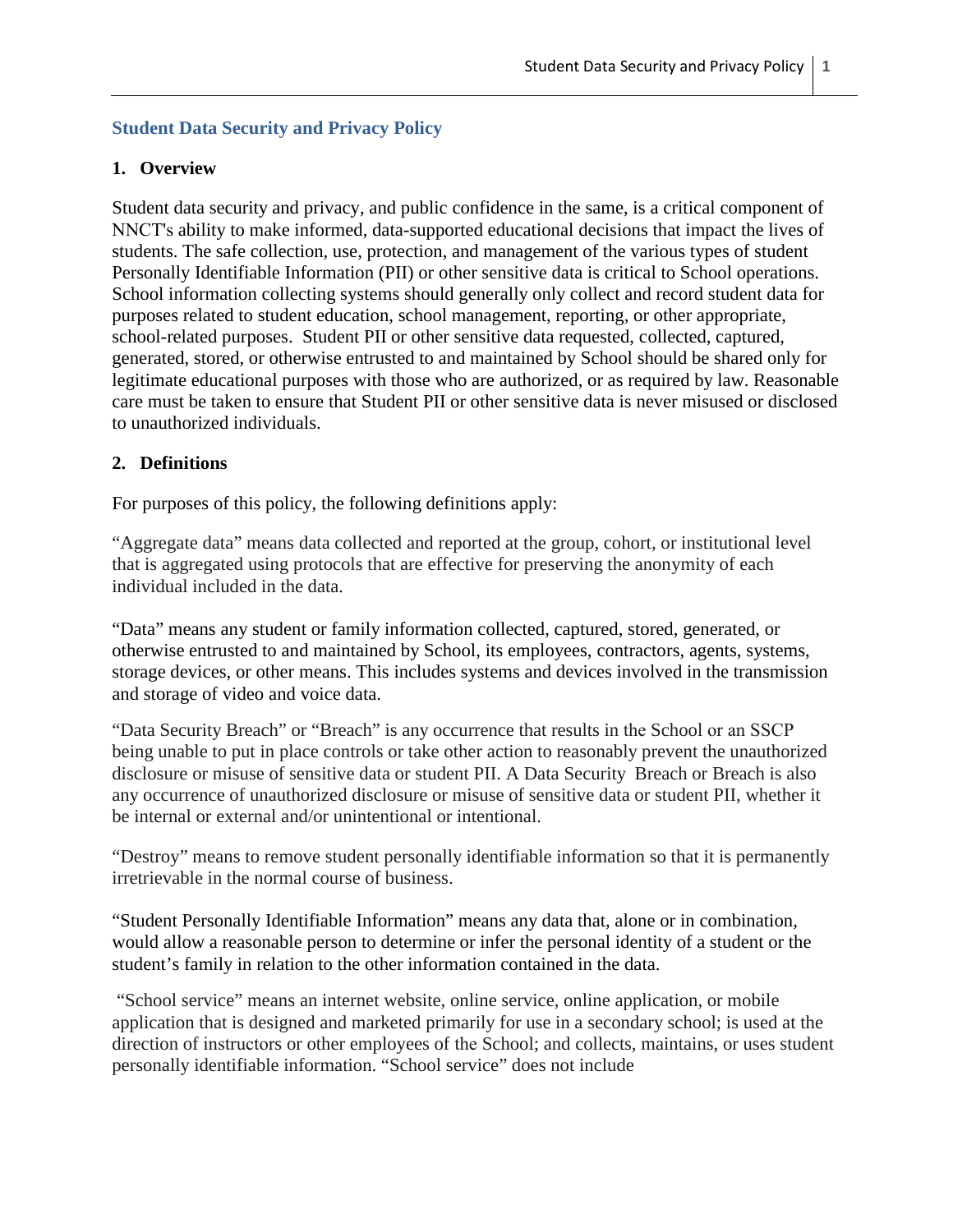# Student Data Security and Privacy Policy

## 1. Overview

Student data security and privacy, and public confidence in the same, is a critical component of NNCT's ability to make informed, data-supported educational decisions that impact the lives of students. The safe collection, use, protection, and management of the various types of student Personally Identifiable Information (PII) or other sensitive data is critical to School operations. School information collecting systems should generally only collect and record student data for purposes related to student education, school management, reporting, or other appropriate, school-related purposes. Student PII or other sensitive data requested, collected, captured, generated, stored, or otherwise entrusted to and maintained by School should be shared only for legitimate educational purposes with those who are authorized, or as required by law. Reasonable care must be taken to ensure that Student PII or other sensitive data is never misused or disclosed to unauthorized individuals.

## 2. Definitions

For purposes of this policy, the following definitions apply:

"Aggregate data" means data collected and reported at the group, cohort, or institutional level that is aggregated using protocols that are effective for preserving the anonymity of each individual included in the data.

"Data" means any student or family information collected, captured, stored, generated, or otherwise entrusted to and maintained by School, its employees, contractors, agents, systems, storage devices, or other means. This includes systems and devices involved in the transmission and storage of video and voice data.

"Data Security Breach" or "Breach" is any occurrence that results in the School or an SSCP being unable to put in place controls or take other action to reasonably prevent the unauthorized disclosure or misuse of sensitive data or student PII. A Data Security Breach or Breach is also any occurrence of unauthorized disclosure or misuse of sensitive data or student PII, whether it be internal or external and/or unintentional or intentional.

"Destroy" means to remove student personally identifiable information so that it is permanently irretrievable in the normal course of business.

"Student Personally Identifiable Information" means any data that, alone or in combination, would allow a reasonable person to determine or infer the personal identity of a student or the student's family in relation to the other information contained in the data.

"School service" means an internet website, online service, online application, or mobile application that is designed and marketed primarily for use in a secondary school; is used at the direction of instructors or other employees of the School; and collects, maintains, or uses student personally identifiable information. "School service" does not include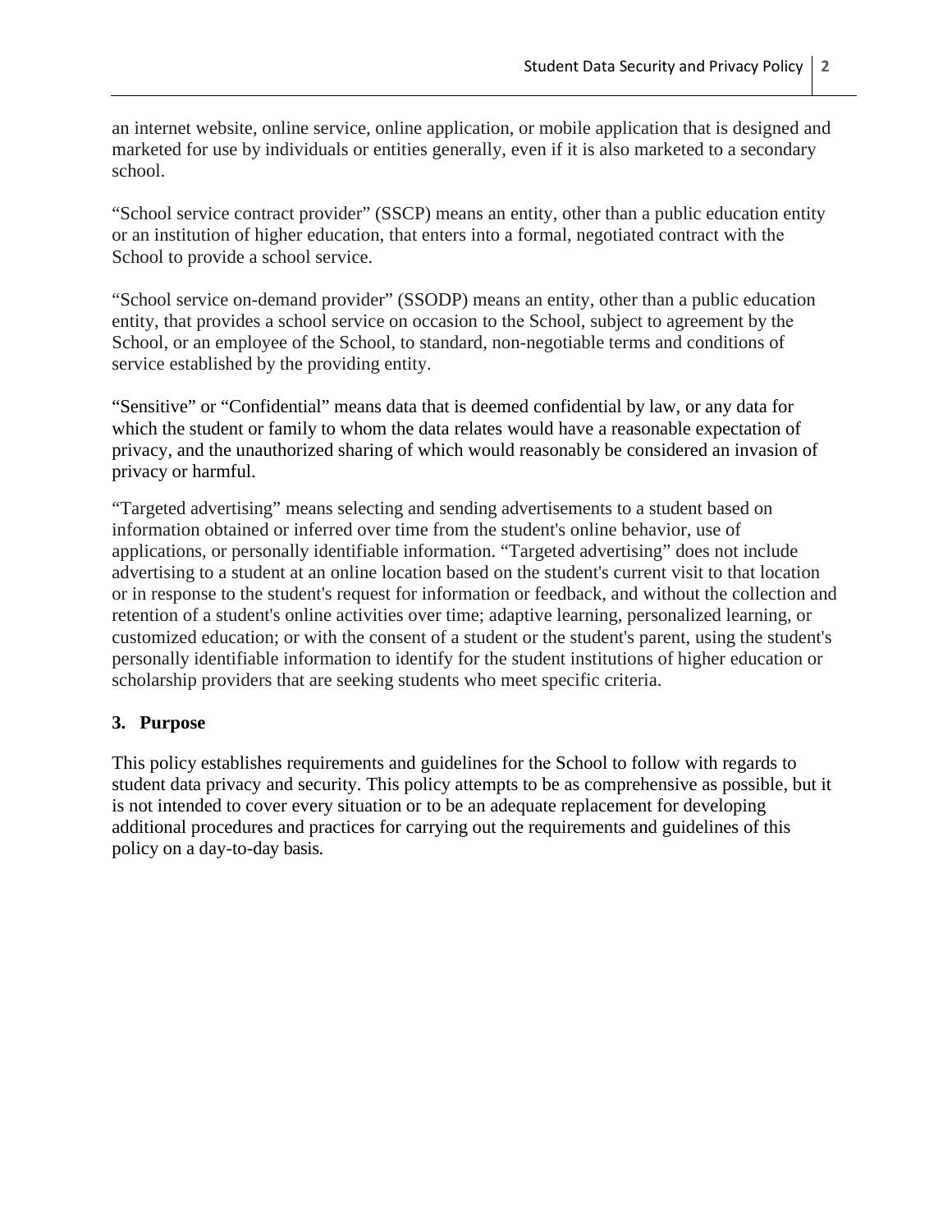an internet website, online service, online application, or mobile application that is designed and marketed for use by individuals or entities generally, even if it is also marketed to a secondary school.

"School service contract provider" (SSCP) means an entity, other than a public education entity or an institution of higher education, that enters into a formal, negotiated contract with the School to provide a school service.

"School service on-demand provider" (SSODP) means an entity, other than a public education entity, that provides a school service on occasion to the School, subject to agreement by the School, or an employee of the School, to standard, non-negotiable terms and conditions of service established by the providing entity.

"Sensitive" or "Confidential" means data that is deemed confidential by law, or any data for which the student or family to whom the data relates would have a reasonable expectation of privacy, and the unauthorized sharing of which would reasonably be considered an invasion of privacy or harmful.

"Targeted advertising" means selecting and sending advertisements to a student based on information obtained or inferred over time from the student's online behavior, use of applications, or personally identifiable information. "Targeted advertising" does not include advertising to a student at an online location based on the student's current visit to that location or in response to the student's request for information or feedback, and without the collection and retention of a student's online activities over time; adaptive learning, personalized learning, or customized education; or with the consent of a student or the student's parent, using the student's personally identifiable information to identify for the student institutions of higher education or scholarship providers that are seeking students who meet specific criteria.

## 3. Purpose

This policy establishes requirements and guidelines for the School to follow with regards to student data privacy and security. This policy attempts to be as comprehensive as possible, but it is not intended to cover every situation or to be an adequate replacement for developing additional procedures and practices for carrying out the requirements and guidelines of this policy on a day-to-day basis.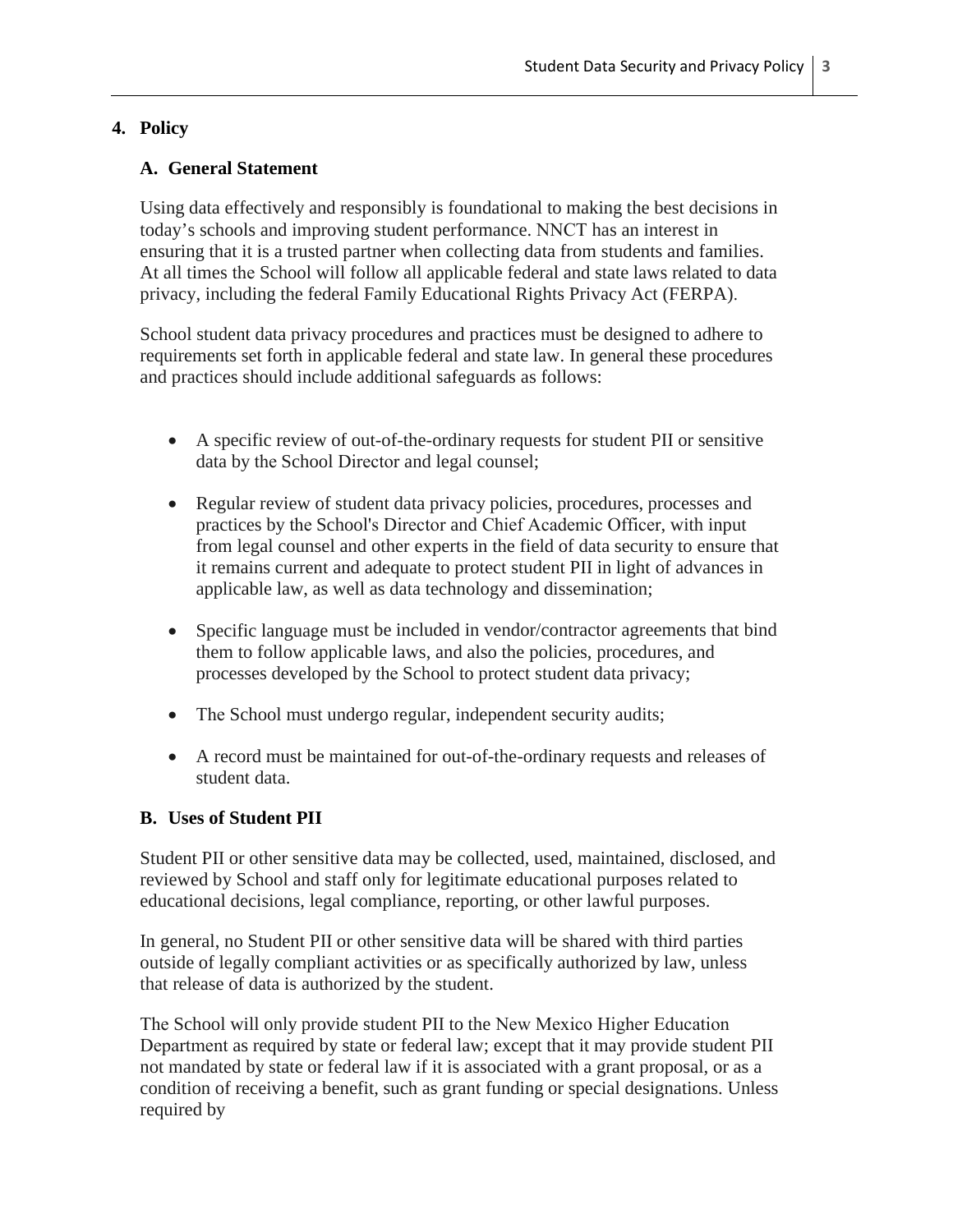## 4. Policy

### A. General Statement

Using data effectively and responsibly is foundational to making the best decisions in today's schools and improving student performance. NNCT has an interest in ensuring that it is a trusted partner when collecting data from students and families. At all times the School will follow all applicable federal and state laws related to data privacy, including the federal Family Educational Rights Privacy Act (FERPA).

School student data privacy procedures and practices must be designed to adhere to requirements set forth in applicable federal and state law. In general these procedures and practices should include additional safeguards as follows:

- A specific review of out-of-the-ordinary requests for student PII or sensitive data by the School Director and legal counsel;
- Regular review of student data privacy policies, procedures, processes and practices by the School's Director and Chief Academic Officer, with input from legal counsel and other experts in the field of data security to ensure that it remains current and adequate to protect student PII in light of advances in applicable law, as well as data technology and dissemination;
- Specific language must be included in vendor/contractor agreements that bind them to follow applicable laws, and also the policies, procedures, and processes developed by the School to protect student data privacy;
- The School must undergo regular, independent security audits;
- A record must be maintained for out-of-the-ordinary requests and releases of student data.

### B. Uses of Student PII

Student PII or other sensitive data may be collected, used, maintained, disclosed, and reviewed by School and staff only for legitimate educational purposes related to educational decisions, legal compliance, reporting, or other lawful purposes.

In general, no Student PII or other sensitive data will be shared with third parties outside of legally compliant activities or as specifically authorized by law, unless that release of data is authorized by the student.

The School will only provide student PII to the New Mexico Higher Education Department as required by state or federal law; except that it may provide student PII not mandated by state or federal law if it is associated with a grant proposal, or as a condition of receiving a benefit, such as grant funding or special designations. Unless required by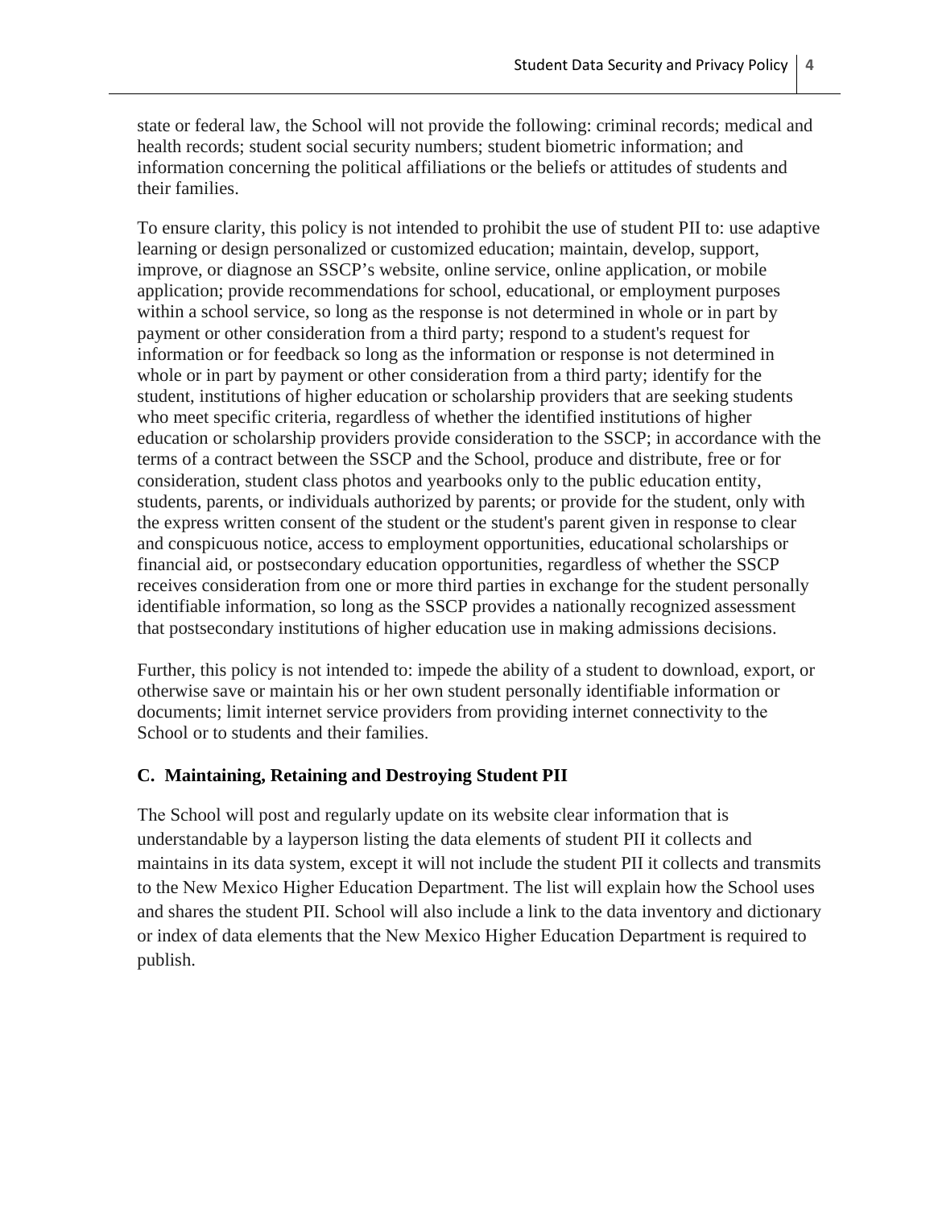state or federal law, the School will not provide the following: criminal records; medical and health records; student social security numbers; student biometric information; and information concerning the political affiliations or the beliefs or attitudes of students and their families.

To ensure clarity, this policy is not intended to prohibit the use of student PII to: use adaptive learning or design personalized or customized education; maintain, develop, support, improve, or diagnose an SSCP's website, online service, online application, or mobile application; provide recommendations for school, educational, or employment purposes within a school service, so long as the response is not determined in whole or in part by payment or other consideration from a third party; respond to a student's request for information or for feedback so long as the information or response is not determined in whole or in part by payment or other consideration from a third party; identify for the student, institutions of higher education or scholarship providers that are seeking students who meet specific criteria, regardless of whether the identified institutions of higher education or scholarship providers provide consideration to the SSCP; in accordance with the terms of a contract between the SSCP and the School, produce and distribute, free or for consideration, student class photos and yearbooks only to the public education entity, students, parents, or individuals authorized by parents; or provide for the student, only with the express written consent of the student or the student's parent given in response to clear and conspicuous notice, access to employment opportunities, educational scholarships or financial aid, or postsecondary education opportunities, regardless of whether the SSCP receives consideration from one or more third parties in exchange for the student personally identifiable information, so long as the SSCP provides a nationally recognized assessment that postsecondary institutions of higher education use in making admissions decisions.

Further, this policy is not intended to: impede the ability of a student to download, export, or otherwise save or maintain his or her own student personally identifiable information or documents; limit internet service providers from providing internet connectivity to the School or to students and their families.

### C. Maintaining, Retaining and Destroying Student PII

The School will post and regularly update on its website clear information that is understandable by a layperson listing the data elements of student PII it collects and maintains in its data system, except it will not include the student PII it collects and transmits to the New Mexico Higher Education Department. The list will explain how the School uses and shares the student PII. School will also include a link to the data inventory and dictionary or index of data elements that the New Mexico Higher Education Department is required to publish.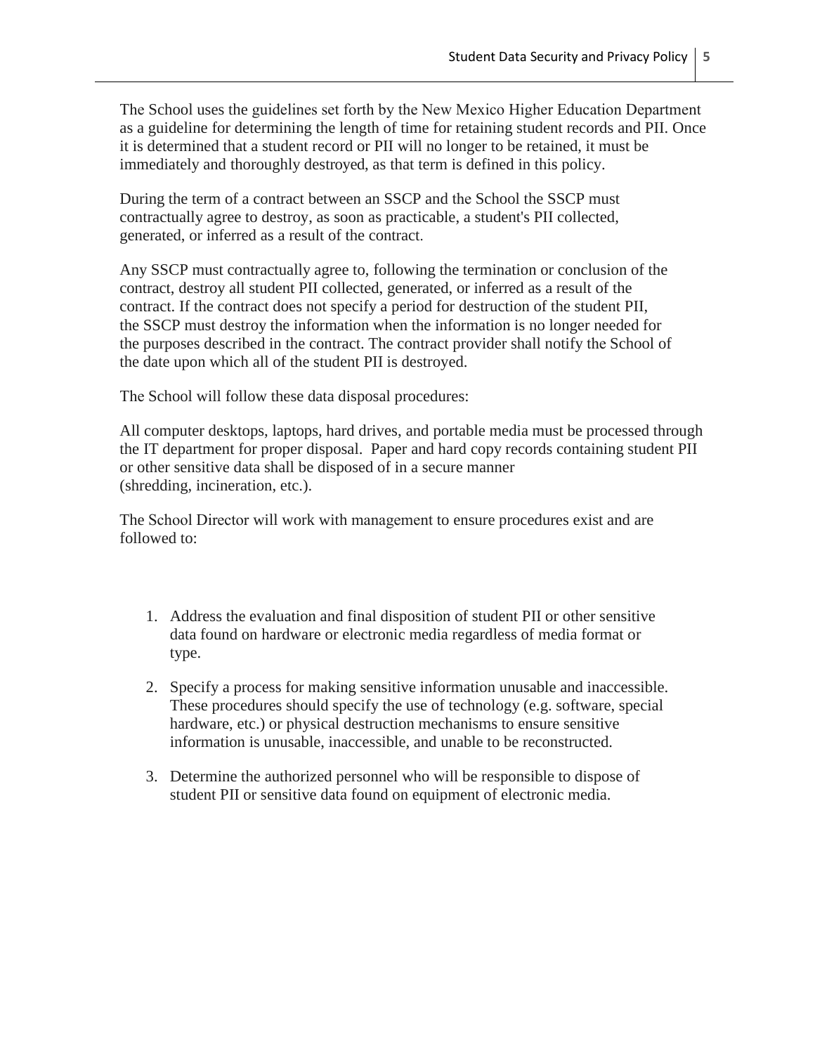The School uses the guidelines set forth by the New Mexico Higher Education Department as a guideline for determining the length of time for retaining student records and PII. Once it is determined that a student record or PII will no longer to be retained, it must be immediately and thoroughly destroyed, as that term is defined in this policy.

During the term of a contract between an SSCP and the School the SSCP must contractually agree to destroy, as soon as practicable, a student's PII collected, generated, or inferred as a result of the contract.

Any SSCP must contractually agree to, following the termination or conclusion of the contract, destroy all student PII collected, generated, or inferred as a result of the contract. If the contract does not specify a period for destruction of the student PII, the SSCP must destroy the information when the information is no longer needed for the purposes described in the contract. The contract provider shall notify the School of the date upon which all of the student PII is destroyed.

The School will follow these data disposal procedures:

All computer desktops, laptops, hard drives, and portable media must be processed through the IT department for proper disposal. Paper and hard copy records containing student PII or other sensitive data shall be disposed of in a secure manner (shredding, incineration, etc.).

The School Director will work with management to ensure procedures exist and are followed to:

1. Address the evaluation and final disposition of student PII or other sensitive data found on hardware or electronic media regardless of media format or type.
2. Specify a process for making sensitive information unusable and inaccessible. These procedures should specify the use of technology (e.g. software, special hardware, etc.) or physical destruction mechanisms to ensure sensitive information is unusable, inaccessible, and unable to be reconstructed.
3. Determine the authorized personnel who will be responsible to dispose of student PII or sensitive data found on equipment of electronic media.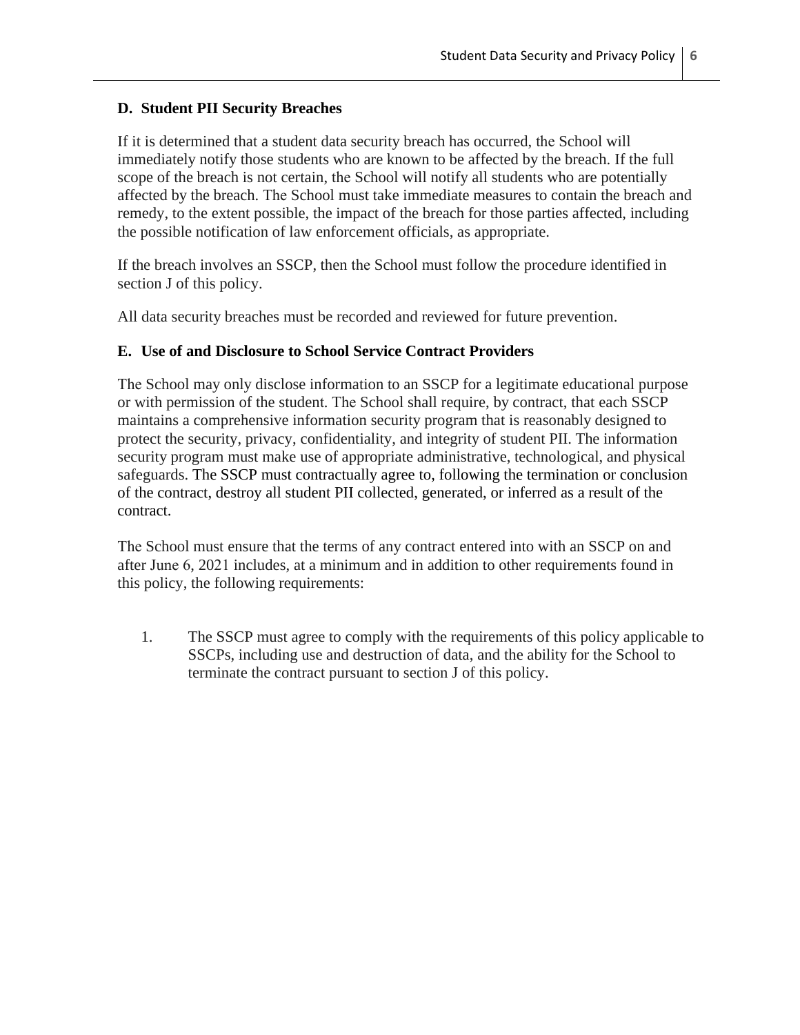### D. Student PII Security Breaches

If it is determined that a student data security breach has occurred, the School will immediately notify those students who are known to be affected by the breach. If the full scope of the breach is not certain, the School will notify all students who are potentially affected by the breach. The School must take immediate measures to contain the breach and remedy, to the extent possible, the impact of the breach for those parties affected, including the possible notification of law enforcement officials, as appropriate.

If the breach involves an SSCP, then the School must follow the procedure identified in section J of this policy.

All data security breaches must be recorded and reviewed for future prevention.

### E. Use of and Disclosure to School Service Contract Providers

The School may only disclose information to an SSCP for a legitimate educational purpose or with permission of the student. The School shall require, by contract, that each SSCP maintains a comprehensive information security program that is reasonably designed to protect the security, privacy, confidentiality, and integrity of student PII. The information security program must make use of appropriate administrative, technological, and physical safeguards. The SSCP must contractually agree to, following the termination or conclusion of the contract, destroy all student PII collected, generated, or inferred as a result of the contract.

The School must ensure that the terms of any contract entered into with an SSCP on and after June 6, 2021 includes, at a minimum and in addition to other requirements found in this policy, the following requirements:

1. The SSCP must agree to comply with the requirements of this policy applicable to SSCPs, including use and destruction of data, and the ability for the School to terminate the contract pursuant to section J of this policy.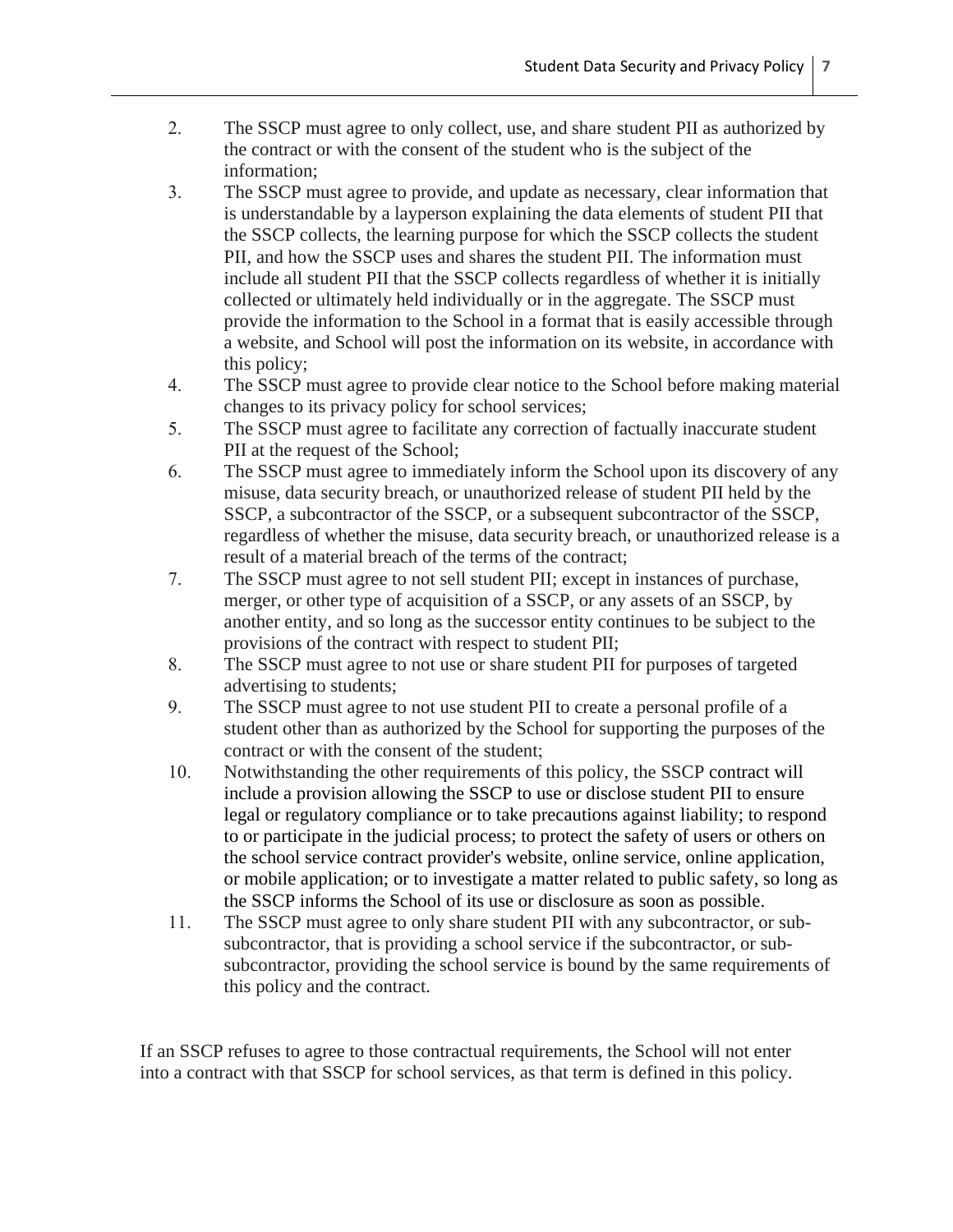2. The SSCP must agree to only collect, use, and share student PII as authorized by the contract or with the consent of the student who is the subject of the information;
3. The SSCP must agree to provide, and update as necessary, clear information that is understandable by a layperson explaining the data elements of student PII that the SSCP collects, the learning purpose for which the SSCP collects the student PII, and how the SSCP uses and shares the student PII. The information must include all student PII that the SSCP collects regardless of whether it is initially collected or ultimately held individually or in the aggregate. The SSCP must provide the information to the School in a format that is easily accessible through a website, and School will post the information on its website, in accordance with this policy;
4. The SSCP must agree to provide clear notice to the School before making material changes to its privacy policy for school services;
5. The SSCP must agree to facilitate any correction of factually inaccurate student PII at the request of the School;
6. The SSCP must agree to immediately inform the School upon its discovery of any misuse, data security breach, or unauthorized release of student PII held by the SSCP, a subcontractor of the SSCP, or a subsequent subcontractor of the SSCP, regardless of whether the misuse, data security breach, or unauthorized release is a result of a material breach of the terms of the contract;
7. The SSCP must agree to not sell student PII; except in instances of purchase, merger, or other type of acquisition of a SSCP, or any assets of an SSCP, by another entity, and so long as the successor entity continues to be subject to the provisions of the contract with respect to student PII;
8. The SSCP must agree to not use or share student PII for purposes of targeted advertising to students;
9. The SSCP must agree to not use student PII to create a personal profile of a student other than as authorized by the School for supporting the purposes of the contract or with the consent of the student;
10. Notwithstanding the other requirements of this policy, the SSCP contract will include a provision allowing the SSCP to use or disclose student PII to ensure legal or regulatory compliance or to take precautions against liability; to respond to or participate in the judicial process; to protect the safety of users or others on the school service contract provider's website, online service, online application, or mobile application; or to investigate a matter related to public safety, so long as the SSCP informs the School of its use or disclosure as soon as possible.
11. The SSCP must agree to only share student PII with any subcontractor, or sub-subcontractor, that is providing a school service if the subcontractor, or sub-subcontractor, providing the school service is bound by the same requirements of this policy and the contract.

If an SSCP refuses to agree to those contractual requirements, the School will not enter into a contract with that SSCP for school services, as that term is defined in this policy.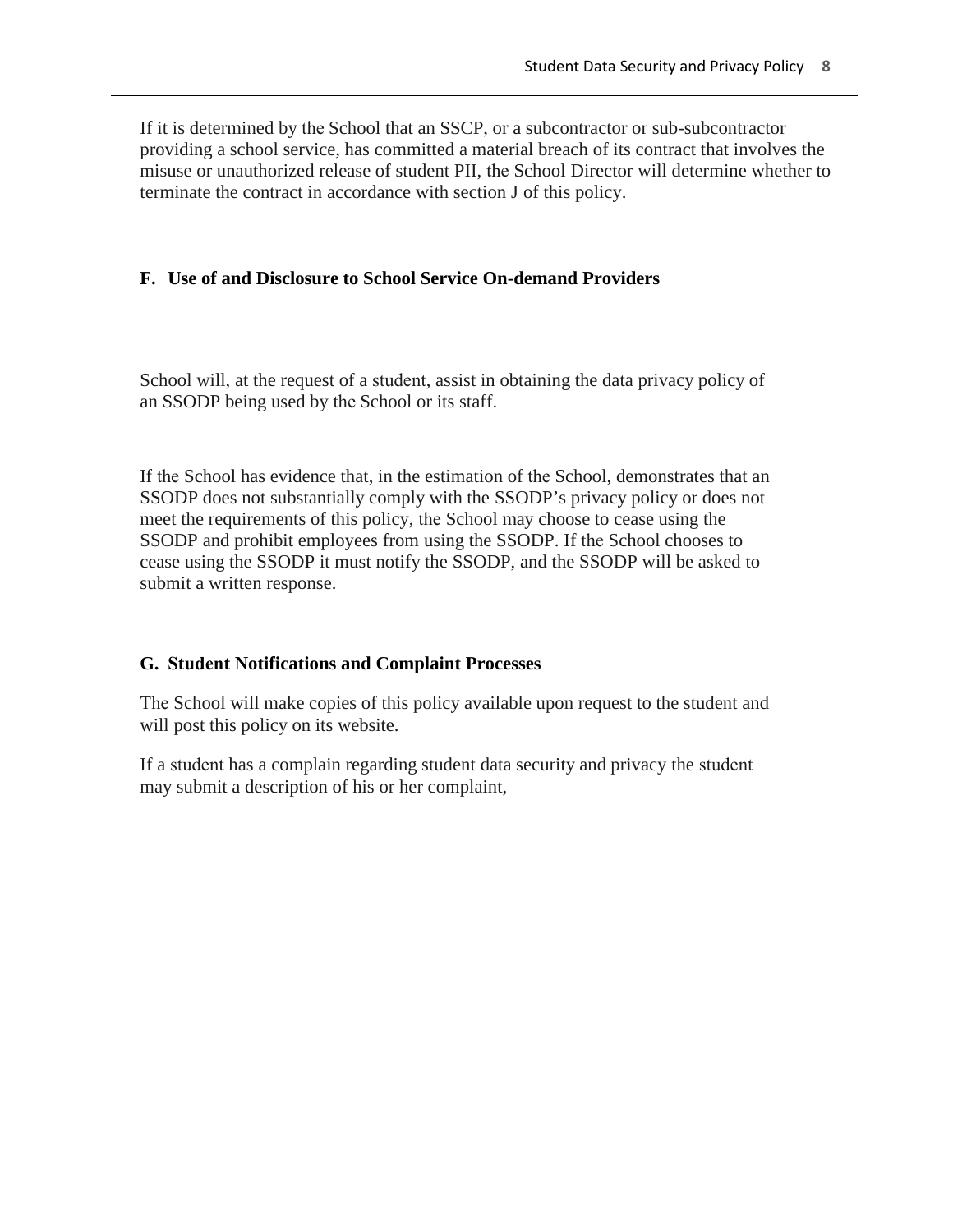If it is determined by the School that an SSCP, or a subcontractor or sub-subcontractor providing a school service, has committed a material breach of its contract that involves the misuse or unauthorized release of student PII, the School Director will determine whether to terminate the contract in accordance with section J of this policy.

### F. Use of and Disclosure to School Service On-demand Providers

School will, at the request of a student, assist in obtaining the data privacy policy of an SSODP being used by the School or its staff.

If the School has evidence that, in the estimation of the School, demonstrates that an SSODP does not substantially comply with the SSODP's privacy policy or does not meet the requirements of this policy, the School may choose to cease using the SSODP and prohibit employees from using the SSODP. If the School chooses to cease using the SSODP it must notify the SSODP, and the SSODP will be asked to submit a written response.

### G. Student Notifications and Complaint Processes

The School will make copies of this policy available upon request to the student and will post this policy on its website.

If a student has a complain regarding student data security and privacy the student may submit a description of his or her complaint,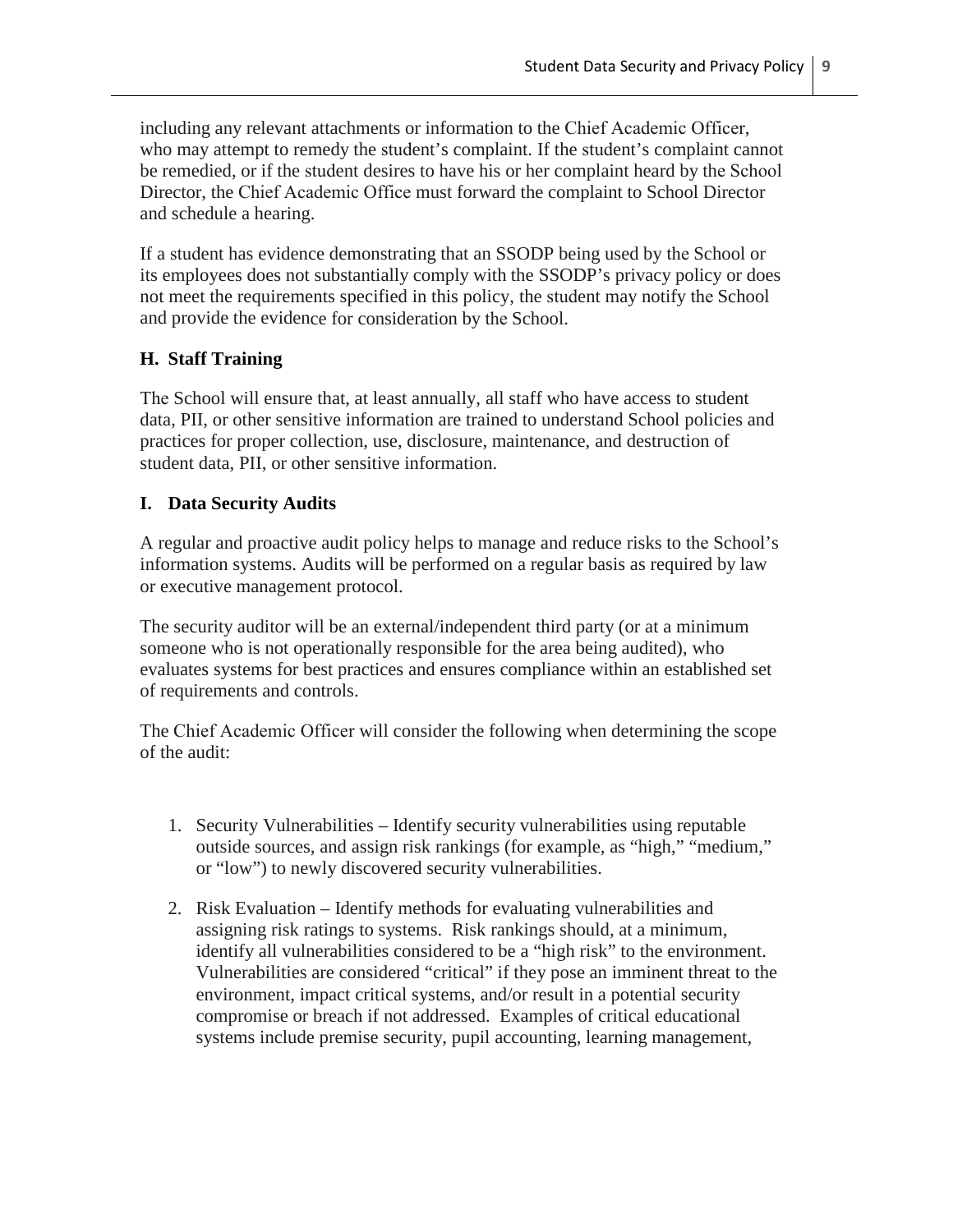including any relevant attachments or information to the Chief Academic Officer, who may attempt to remedy the student's complaint. If the student's complaint cannot be remedied, or if the student desires to have his or her complaint heard by the School Director, the Chief Academic Office must forward the complaint to School Director and schedule a hearing.

If a student has evidence demonstrating that an SSODP being used by the School or its employees does not substantially comply with the SSODP's privacy policy or does not meet the requirements specified in this policy, the student may notify the School and provide the evidence for consideration by the School.

### H. Staff Training

The School will ensure that, at least annually, all staff who have access to student data, PII, or other sensitive information are trained to understand School policies and practices for proper collection, use, disclosure, maintenance, and destruction of student data, PII, or other sensitive information.

### I. Data Security Audits

A regular and proactive audit policy helps to manage and reduce risks to the School's information systems. Audits will be performed on a regular basis as required by law or executive management protocol.

The security auditor will be an external/independent third party (or at a minimum someone who is not operationally responsible for the area being audited), who evaluates systems for best practices and ensures compliance within an established set of requirements and controls.

The Chief Academic Officer will consider the following when determining the scope of the audit:

1. Security Vulnerabilities – Identify security vulnerabilities using reputable outside sources, and assign risk rankings (for example, as "high," "medium," or "low") to newly discovered security vulnerabilities.
2. Risk Evaluation – Identify methods for evaluating vulnerabilities and assigning risk ratings to systems. Risk rankings should, at a minimum, identify all vulnerabilities considered to be a "high risk" to the environment. Vulnerabilities are considered "critical" if they pose an imminent threat to the environment, impact critical systems, and/or result in a potential security compromise or breach if not addressed. Examples of critical educational systems include premise security, pupil accounting, learning management,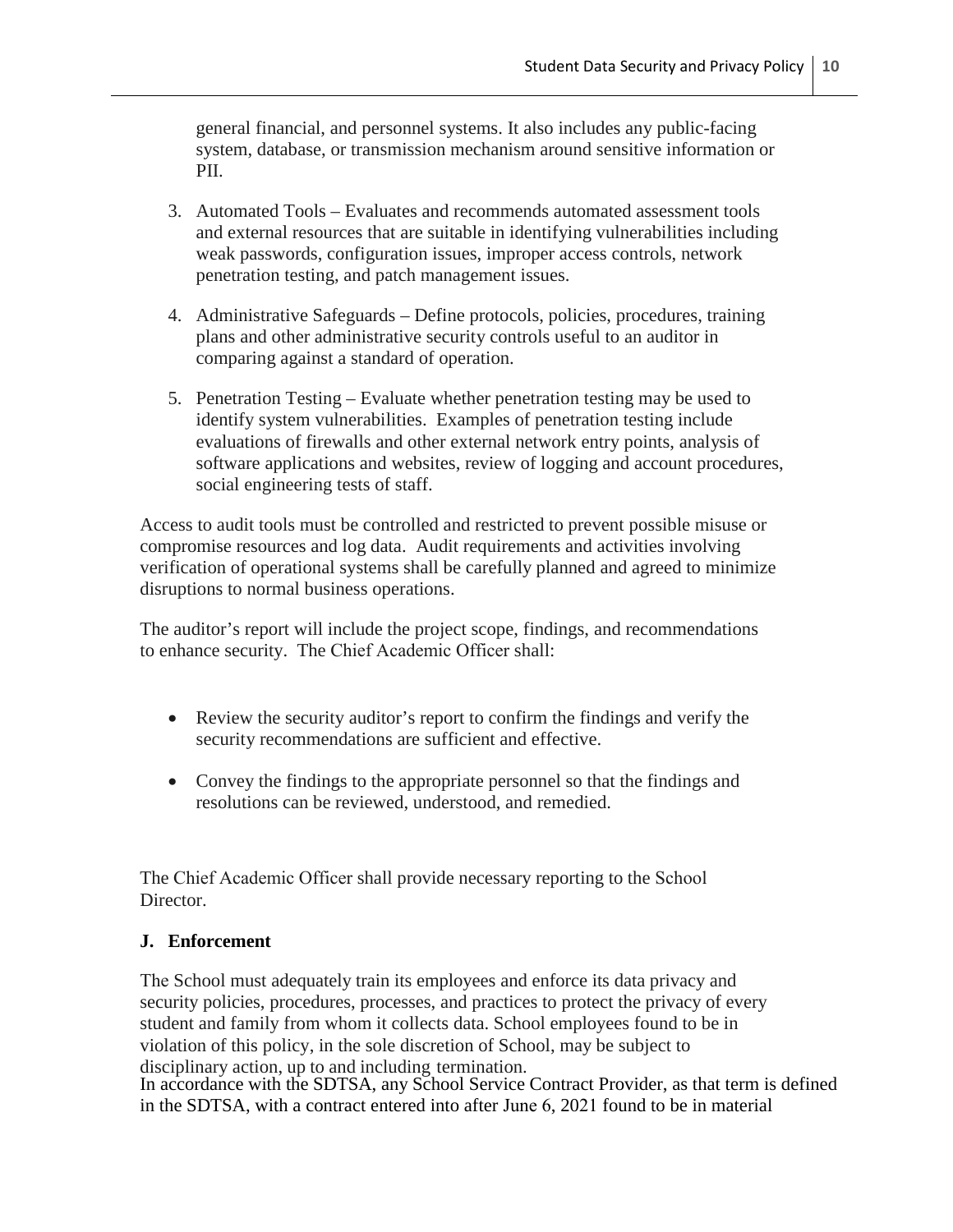general financial, and personnel systems. It also includes any public-facing system, database, or transmission mechanism around sensitive information or PII.

3. Automated Tools – Evaluates and recommends automated assessment tools and external resources that are suitable in identifying vulnerabilities including weak passwords, configuration issues, improper access controls, network penetration testing, and patch management issues.

4. Administrative Safeguards – Define protocols, policies, procedures, training plans and other administrative security controls useful to an auditor in comparing against a standard of operation.

5. Penetration Testing – Evaluate whether penetration testing may be used to identify system vulnerabilities. Examples of penetration testing include evaluations of firewalls and other external network entry points, analysis of software applications and websites, review of logging and account procedures, social engineering tests of staff.

Access to audit tools must be controlled and restricted to prevent possible misuse or compromise resources and log data. Audit requirements and activities involving verification of operational systems shall be carefully planned and agreed to minimize disruptions to normal business operations.

The auditor's report will include the project scope, findings, and recommendations to enhance security. The Chief Academic Officer shall:

- Review the security auditor's report to confirm the findings and verify the security recommendations are sufficient and effective.
- Convey the findings to the appropriate personnel so that the findings and resolutions can be reviewed, understood, and remedied.

The Chief Academic Officer shall provide necessary reporting to the School Director.

### J. Enforcement

The School must adequately train its employees and enforce its data privacy and security policies, procedures, processes, and practices to protect the privacy of every student and family from whom it collects data. School employees found to be in violation of this policy, in the sole discretion of School, may be subject to disciplinary action, up to and including termination.

In accordance with the SDTSA, any School Service Contract Provider, as that term is defined in the SDTSA, with a contract entered into after June 6, 2021 found to be in material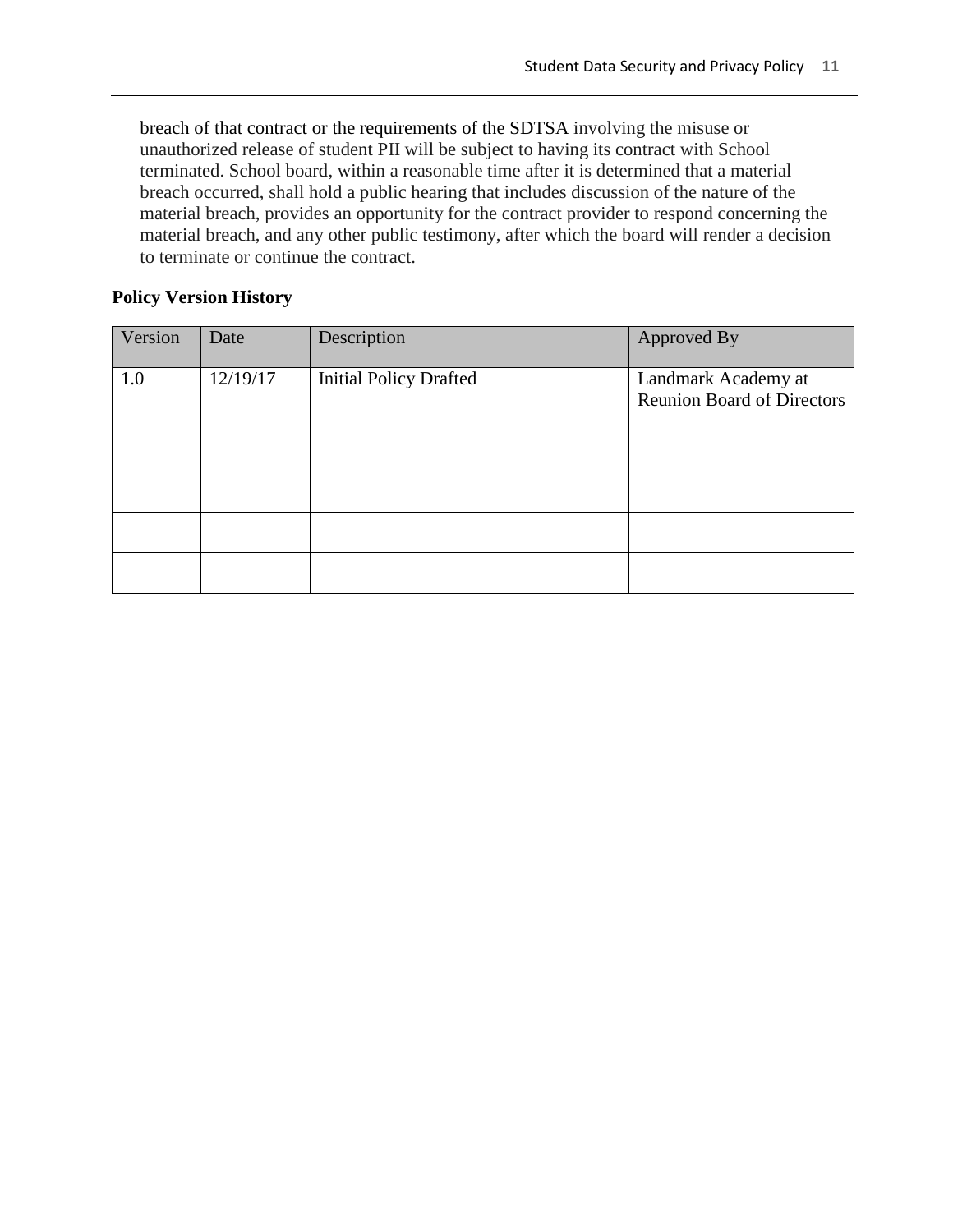breach of that contract or the requirements of the SDTSA involving the misuse or unauthorized release of student PII will be subject to having its contract with School terminated. School board, within a reasonable time after it is determined that a material breach occurred, shall hold a public hearing that includes discussion of the nature of the material breach, provides an opportunity for the contract provider to respond concerning the material breach, and any other public testimony, after which the board will render a decision to terminate or continue the contract.

**Policy Version History**

| Version | Date | Description | Approved By |
|---|---|---|---|
| 1.0 | 12/19/17 | Initial Policy Drafted | Landmark Academy at Reunion Board of Directors |
| | | | |
| | | | |
| | | | |
| | | | |